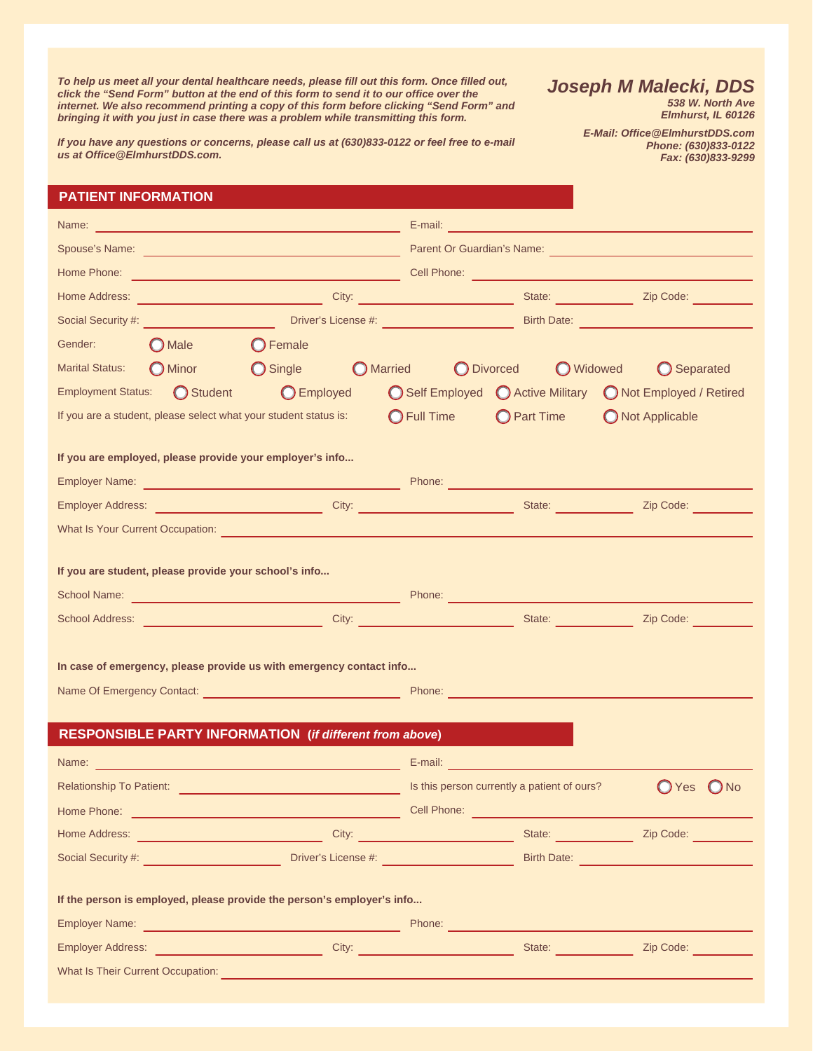*To help us meet all your dental healthcare needs, please fill out this form. Once filled out, click the "Send Form" button at the end of this form to send it to our office over the internet. We also recommend printing a copy of this form before clicking "Send Form" and bringing it with you just in case there was a problem while transmitting this form.*

*If you have any questions or concerns, please call us at (630)833-0122 or feel free to e-mail us at Office@ElmhurstDDS.com.*

**Joseph M Malecki, DDS**
*538 W. North Ave*
*Elmhurst, IL 60126*

*E-Mail: Office@ElmhurstDDS.com*
*Phone: (630)833-0122*
*Fax: (630)833-9299*

## PATIENT INFORMATION

Name: ______________________ E-mail: ______________________

Spouse's Name: ______________________ Parent Or Guardian's Name: ______________________

Home Phone: ______________________ Cell Phone: ______________________

Home Address: ______________ City: ______________ State: ________ Zip Code: ________

Social Security #: ______________ Driver's License #: ______________ Birth Date: ______________

Gender: ○ Male ○ Female

Marital Status: ○ Minor ○ Single ○ Married ○ Divorced ○ Widowed ○ Separated

Employment Status: ○ Student ○ Employed ○ Self Employed ○ Active Military ○ Not Employed / Retired

If you are a student, please select what your student status is: ○ Full Time ○ Part Time ○ Not Applicable

**If you are employed, please provide your employer's info...**

Employer Name: ______________________ Phone: ______________________

Employer Address: ______________ City: ______________ State: ________ Zip Code: ________

What Is Your Current Occupation: ______________________

**If you are student, please provide your school's info...**

School Name: ______________________ Phone: ______________________

School Address: ______________ City: ______________ State: ________ Zip Code: ________

**In case of emergency, please provide us with emergency contact info...**

Name Of Emergency Contact: ______________________ Phone: ______________________

## RESPONSIBLE PARTY INFORMATION (*if different from above*)

Name: ______________________ E-mail: ______________________

Relationship To Patient: ______________________ Is this person currently a patient of ours? ○ Yes ○ No

Home Phone: ______________________ Cell Phone: ______________________

Home Address: ______________ City: ______________ State: ________ Zip Code: ________

Social Security #: ______________ Driver's License #: ______________ Birth Date: ______________

**If the person is employed, please provide the person's employer's info...**

Employer Name: ______________________ Phone: ______________________

Employer Address: ______________ City: ______________ State: ________ Zip Code: ________

What Is Their Current Occupation: ______________________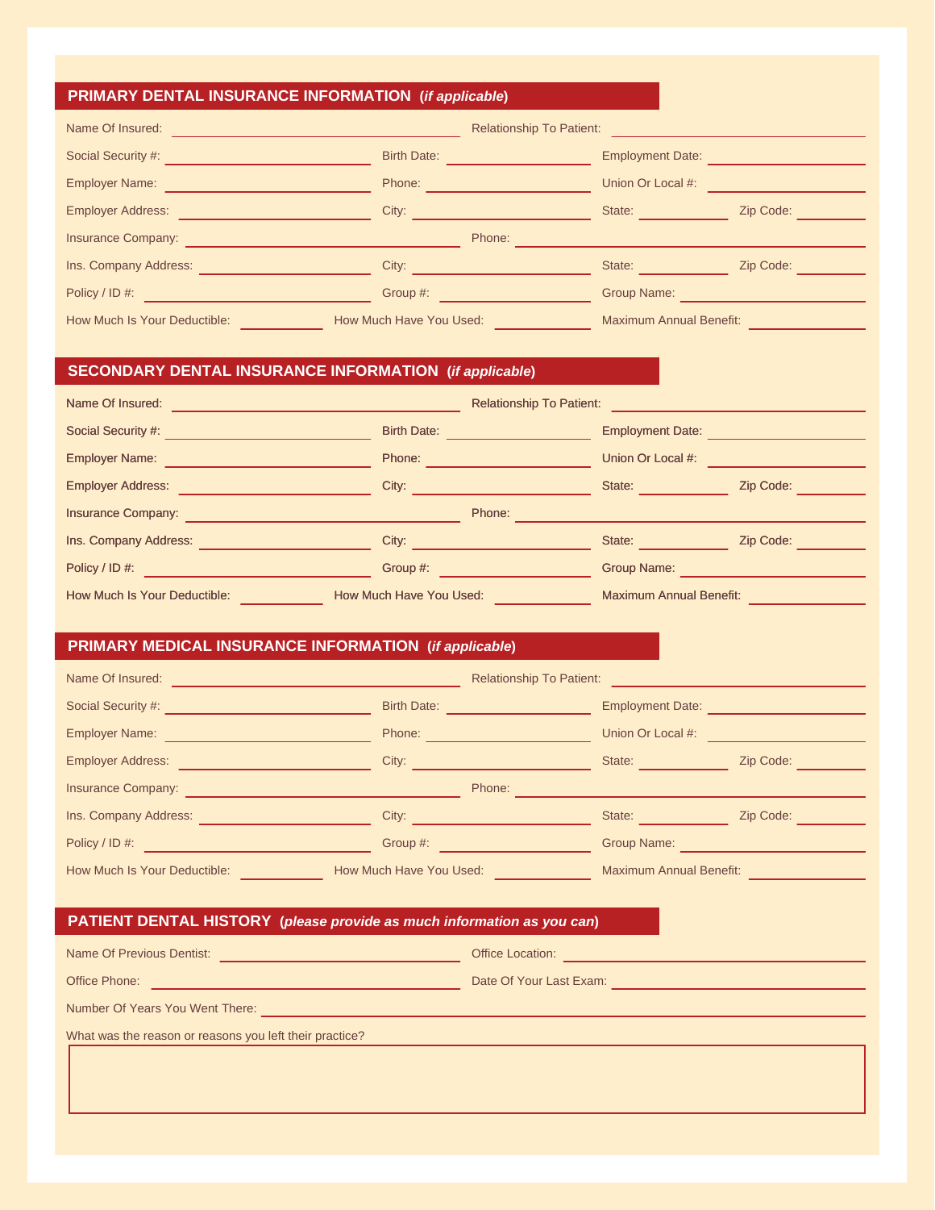## PRIMARY DENTAL INSURANCE INFORMATION (*if applicable*)

Name Of Insured: ______________________ Relationship To Patient: ______________________

Social Security #: ______________ Birth Date: ______________ Employment Date: ______________

Employer Name: ______________ Phone: ______________ Union Or Local #: ______________

Employer Address: ______________ City: ______________ State: ________ Zip Code: ________

Insurance Company: ______________________ Phone: ______________________

Ins. Company Address: ______________ City: ______________ State: ________ Zip Code: ________

Policy / ID #: ______________ Group #: ______________ Group Name: ______________

How Much Is Your Deductible: ________ How Much Have You Used: ________ Maximum Annual Benefit: ________

## SECONDARY DENTAL INSURANCE INFORMATION (*if applicable*)

Name Of Insured: ______________________ Relationship To Patient: ______________________

Social Security #: ______________ Birth Date: ______________ Employment Date: ______________

Employer Name: ______________ Phone: ______________ Union Or Local #: ______________

Employer Address: ______________ City: ______________ State: ________ Zip Code: ________

Insurance Company: ______________________ Phone: ______________________

Ins. Company Address: ______________ City: ______________ State: ________ Zip Code: ________

Policy / ID #: ______________ Group #: ______________ Group Name: ______________

How Much Is Your Deductible: ________ How Much Have You Used: ________ Maximum Annual Benefit: ________

## PRIMARY MEDICAL INSURANCE INFORMATION (*if applicable*)

Name Of Insured: ______________________ Relationship To Patient: ______________________

Social Security #: ______________ Birth Date: ______________ Employment Date: ______________

Employer Name: ______________ Phone: ______________ Union Or Local #: ______________

Employer Address: ______________ City: ______________ State: ________ Zip Code: ________

Insurance Company: ______________________ Phone: ______________________

Ins. Company Address: ______________ City: ______________ State: ________ Zip Code: ________

Policy / ID #: ______________ Group #: ______________ Group Name: ______________

How Much Is Your Deductible: ________ How Much Have You Used: ________ Maximum Annual Benefit: ________

## PATIENT DENTAL HISTORY (*please provide as much information as you can*)

Name Of Previous Dentist: ______________________ Office Location: ______________________

Office Phone: ______________________ Date Of Your Last Exam: ______________________

Number Of Years You Went There: ______________________

What was the reason or reasons you left their practice?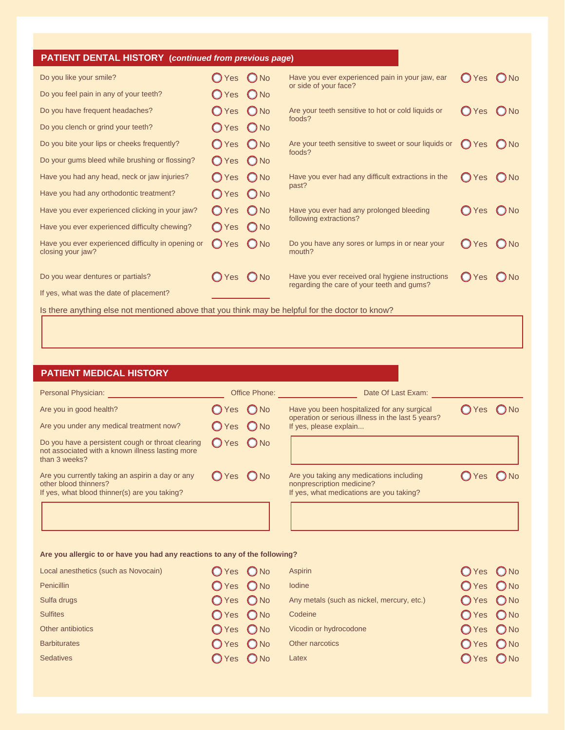## PATIENT DENTAL HISTORY (*continued from previous page*)

| Question | Yes | No |
|---|---|---|
| Do you like your smile? | ◯ Yes | ◯ No |
| Do you feel pain in any of your teeth? | ◯ Yes | ◯ No |
| Do you have frequent headaches? | ◯ Yes | ◯ No |
| Do you clench or grind your teeth? | ◯ Yes | ◯ No |
| Do you bite your lips or cheeks frequently? | ◯ Yes | ◯ No |
| Do your gums bleed while brushing or flossing? | ◯ Yes | ◯ No |
| Have you had any head, neck or jaw injuries? | ◯ Yes | ◯ No |
| Have you had any orthodontic treatment? | ◯ Yes | ◯ No |
| Have you ever experienced clicking in your jaw? | ◯ Yes | ◯ No |
| Have you ever experienced difficulty chewing? | ◯ Yes | ◯ No |
| Have you ever experienced difficulty in opening or closing your jaw? | ◯ Yes | ◯ No |
| Do you wear dentures or partials? | ◯ Yes | ◯ No |

If yes, what was the date of placement? ______________

| Question | Yes | No |
|---|---|---|
| Have you ever experienced pain in your jaw, ear or side of your face? | ◯ Yes | ◯ No |
| Are your teeth sensitive to hot or cold liquids or foods? | ◯ Yes | ◯ No |
| Are your teeth sensitive to sweet or sour liquids or foods? | ◯ Yes | ◯ No |
| Have you ever had any difficult extractions in the past? | ◯ Yes | ◯ No |
| Have you ever had any prolonged bleeding following extractions? | ◯ Yes | ◯ No |
| Do you have any sores or lumps in or near your mouth? | ◯ Yes | ◯ No |
| Have you ever received oral hygiene instructions regarding the care of your teeth and gums? | ◯ Yes | ◯ No |

Is there anything else not mentioned above that you think may be helpful for the doctor to know?

______________________________________________

## PATIENT MEDICAL HISTORY

Personal Physician: ______________ Office Phone: ______________ Date Of Last Exam: ______________

| Question | Yes | No |
|---|---|---|
| Are you in good health? | ◯ Yes | ◯ No |
| Are you under any medical treatment now? | ◯ Yes | ◯ No |
| Do you have a persistent cough or throat clearing not associated with a known illness lasting more than 3 weeks? | ◯ Yes | ◯ No |
| Are you currently taking an aspirin a day or any other blood thinners? | ◯ Yes | ◯ No |

If yes, what blood thinner(s) are you taking?

______________________________________________

| Question | Yes | No |
|---|---|---|
| Have you been hospitalized for any surgical operation or serious illness in the last 5 years? | ◯ Yes | ◯ No |

If yes, please explain...

______________________________________________

| Question | Yes | No |
|---|---|---|
| Are you taking any medications including nonprescription medicine? | ◯ Yes | ◯ No |

If yes, what medications are you taking?

______________________________________________

**Are you allergic to or have you had any reactions to any of the following?**

| Substance | Yes | No |
|---|---|---|
| Local anesthetics (such as Novocain) | ◯ Yes | ◯ No |
| Penicillin | ◯ Yes | ◯ No |
| Sulfa drugs | ◯ Yes | ◯ No |
| Sulfites | ◯ Yes | ◯ No |
| Other antibiotics | ◯ Yes | ◯ No |
| Barbiturates | ◯ Yes | ◯ No |
| Sedatives | ◯ Yes | ◯ No |
| Aspirin | ◯ Yes | ◯ No |
| Iodine | ◯ Yes | ◯ No |
| Any metals (such as nickel, mercury, etc.) | ◯ Yes | ◯ No |
| Codeine | ◯ Yes | ◯ No |
| Vicodin or hydrocodone | ◯ Yes | ◯ No |
| Other narcotics | ◯ Yes | ◯ No |
| Latex | ◯ Yes | ◯ No |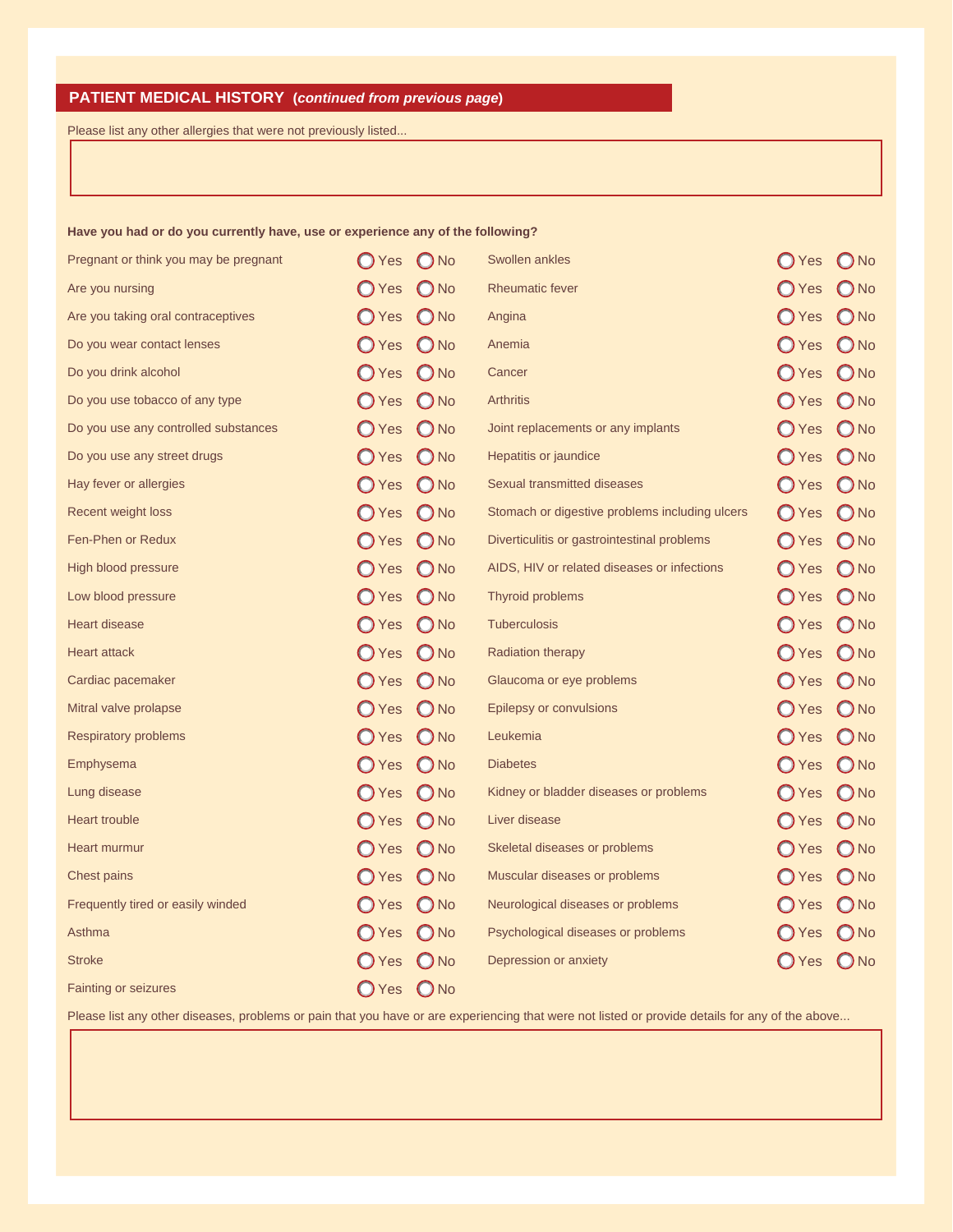## PATIENT MEDICAL HISTORY (*continued from previous page*)

Please list any other allergies that were not previously listed...

&nbsp;

**Have you had or do you currently have, use or experience any of the following?**

| Condition | Yes | No |
|---|---|---|
| Pregnant or think you may be pregnant | ◯ Yes | ◯ No |
| Are you nursing | ◯ Yes | ◯ No |
| Are you taking oral contraceptives | ◯ Yes | ◯ No |
| Do you wear contact lenses | ◯ Yes | ◯ No |
| Do you drink alcohol | ◯ Yes | ◯ No |
| Do you use tobacco of any type | ◯ Yes | ◯ No |
| Do you use any controlled substances | ◯ Yes | ◯ No |
| Do you use any street drugs | ◯ Yes | ◯ No |
| Hay fever or allergies | ◯ Yes | ◯ No |
| Recent weight loss | ◯ Yes | ◯ No |
| Fen-Phen or Redux | ◯ Yes | ◯ No |
| High blood pressure | ◯ Yes | ◯ No |
| Low blood pressure | ◯ Yes | ◯ No |
| Heart disease | ◯ Yes | ◯ No |
| Heart attack | ◯ Yes | ◯ No |
| Cardiac pacemaker | ◯ Yes | ◯ No |
| Mitral valve prolapse | ◯ Yes | ◯ No |
| Respiratory problems | ◯ Yes | ◯ No |
| Emphysema | ◯ Yes | ◯ No |
| Lung disease | ◯ Yes | ◯ No |
| Heart trouble | ◯ Yes | ◯ No |
| Heart murmur | ◯ Yes | ◯ No |
| Chest pains | ◯ Yes | ◯ No |
| Frequently tired or easily winded | ◯ Yes | ◯ No |
| Asthma | ◯ Yes | ◯ No |
| Stroke | ◯ Yes | ◯ No |
| Fainting or seizures | ◯ Yes | ◯ No |
| Swollen ankles | ◯ Yes | ◯ No |
| Rheumatic fever | ◯ Yes | ◯ No |
| Angina | ◯ Yes | ◯ No |
| Anemia | ◯ Yes | ◯ No |
| Cancer | ◯ Yes | ◯ No |
| Arthritis | ◯ Yes | ◯ No |
| Joint replacements or any implants | ◯ Yes | ◯ No |
| Hepatitis or jaundice | ◯ Yes | ◯ No |
| Sexual transmitted diseases | ◯ Yes | ◯ No |
| Stomach or digestive problems including ulcers | ◯ Yes | ◯ No |
| Diverticulitis or gastrointestinal problems | ◯ Yes | ◯ No |
| AIDS, HIV or related diseases or infections | ◯ Yes | ◯ No |
| Thyroid problems | ◯ Yes | ◯ No |
| Tuberculosis | ◯ Yes | ◯ No |
| Radiation therapy | ◯ Yes | ◯ No |
| Glaucoma or eye problems | ◯ Yes | ◯ No |
| Epilepsy or convulsions | ◯ Yes | ◯ No |
| Leukemia | ◯ Yes | ◯ No |
| Diabetes | ◯ Yes | ◯ No |
| Kidney or bladder diseases or problems | ◯ Yes | ◯ No |
| Liver disease | ◯ Yes | ◯ No |
| Skeletal diseases or problems | ◯ Yes | ◯ No |
| Muscular diseases or problems | ◯ Yes | ◯ No |
| Neurological diseases or problems | ◯ Yes | ◯ No |
| Psychological diseases or problems | ◯ Yes | ◯ No |
| Depression or anxiety | ◯ Yes | ◯ No |

Please list any other diseases, problems or pain that you have or are experiencing that were not listed or provide details for any of the above...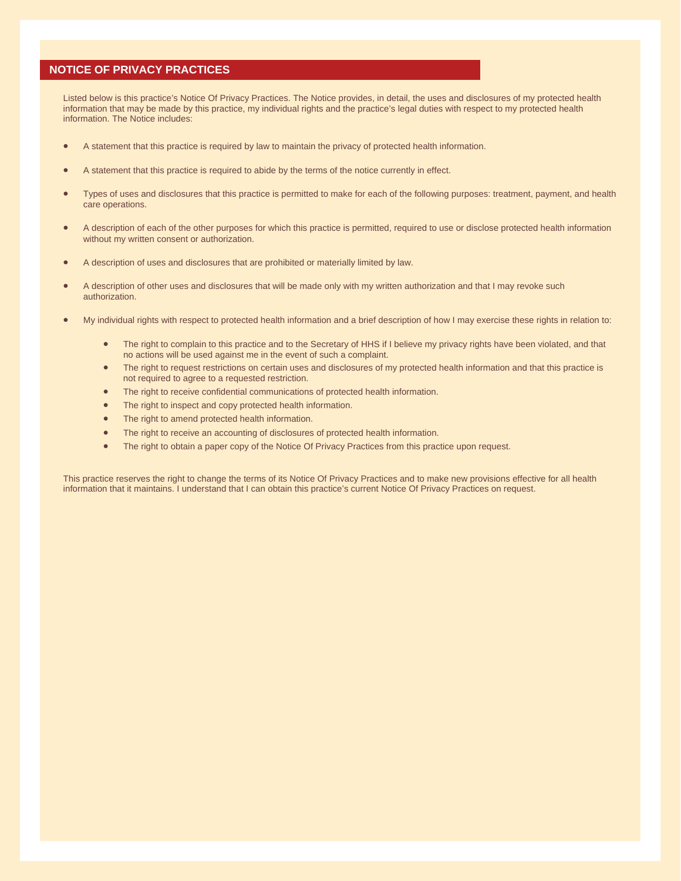## NOTICE OF PRIVACY PRACTICES

Listed below is this practice's Notice Of Privacy Practices. The Notice provides, in detail, the uses and disclosures of my protected health information that may be made by this practice, my individual rights and the practice's legal duties with respect to my protected health information. The Notice includes:

- A statement that this practice is required by law to maintain the privacy of protected health information.
- A statement that this practice is required to abide by the terms of the notice currently in effect.
- Types of uses and disclosures that this practice is permitted to make for each of the following purposes: treatment, payment, and health care operations.
- A description of each of the other purposes for which this practice is permitted, required to use or disclose protected health information without my written consent or authorization.
- A description of uses and disclosures that are prohibited or materially limited by law.
- A description of other uses and disclosures that will be made only with my written authorization and that I may revoke such authorization.
- My individual rights with respect to protected health information and a brief description of how I may exercise these rights in relation to:
  - The right to complain to this practice and to the Secretary of HHS if I believe my privacy rights have been violated, and that no actions will be used against me in the event of such a complaint.
  - The right to request restrictions on certain uses and disclosures of my protected health information and that this practice is not required to agree to a requested restriction.
  - The right to receive confidential communications of protected health information.
  - The right to inspect and copy protected health information.
  - The right to amend protected health information.
  - The right to receive an accounting of disclosures of protected health information.
  - The right to obtain a paper copy of the Notice Of Privacy Practices from this practice upon request.

This practice reserves the right to change the terms of its Notice Of Privacy Practices and to make new provisions effective for all health information that it maintains. I understand that I can obtain this practice's current Notice Of Privacy Practices on request.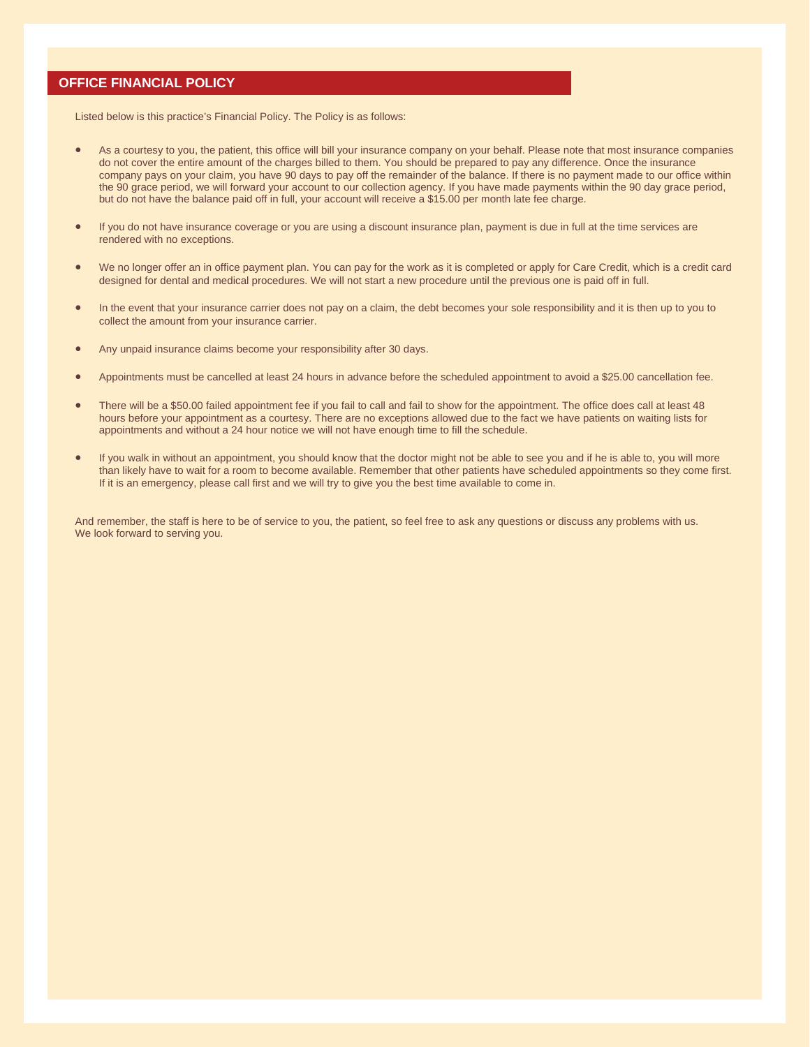## OFFICE FINANCIAL POLICY

Listed below is this practice's Financial Policy. The Policy is as follows:

- As a courtesy to you, the patient, this office will bill your insurance company on your behalf. Please note that most insurance companies do not cover the entire amount of the charges billed to them. You should be prepared to pay any difference. Once the insurance company pays on your claim, you have 90 days to pay off the remainder of the balance. If there is no payment made to our office within the 90 grace period, we will forward your account to our collection agency. If you have made payments within the 90 day grace period, but do not have the balance paid off in full, your account will receive a $15.00 per month late fee charge.

- If you do not have insurance coverage or you are using a discount insurance plan, payment is due in full at the time services are rendered with no exceptions.

- We no longer offer an in office payment plan. You can pay for the work as it is completed or apply for Care Credit, which is a credit card designed for dental and medical procedures. We will not start a new procedure until the previous one is paid off in full.

- In the event that your insurance carrier does not pay on a claim, the debt becomes your sole responsibility and it is then up to you to collect the amount from your insurance carrier.

- Any unpaid insurance claims become your responsibility after 30 days.

- Appointments must be cancelled at least 24 hours in advance before the scheduled appointment to avoid a $25.00 cancellation fee.

- There will be a $50.00 failed appointment fee if you fail to call and fail to show for the appointment. The office does call at least 48 hours before your appointment as a courtesy. There are no exceptions allowed due to the fact we have patients on waiting lists for appointments and without a 24 hour notice we will not have enough time to fill the schedule.

- If you walk in without an appointment, you should know that the doctor might not be able to see you and if he is able to, you will more than likely have to wait for a room to become available. Remember that other patients have scheduled appointments so they come first. If it is an emergency, please call first and we will try to give you the best time available to come in.

And remember, the staff is here to be of service to you, the patient, so feel free to ask any questions or discuss any problems with us. We look forward to serving you.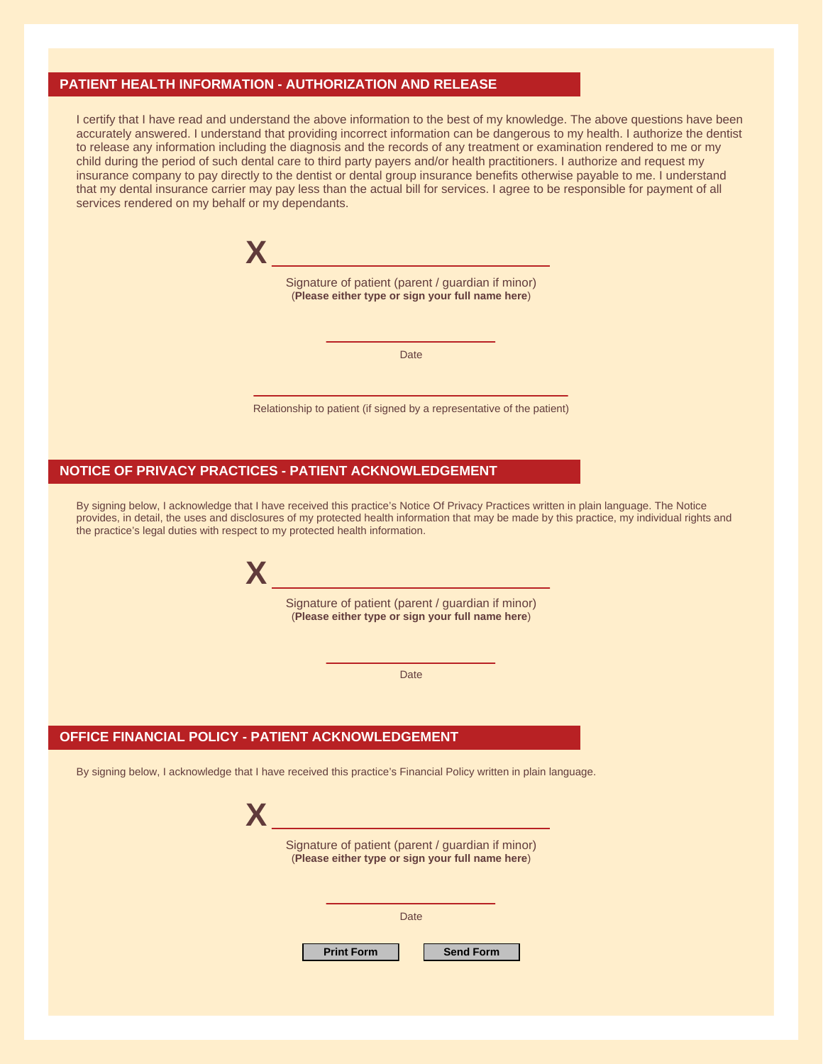## PATIENT HEALTH INFORMATION - AUTHORIZATION AND RELEASE

I certify that I have read and understand the above information to the best of my knowledge. The above questions have been accurately answered. I understand that providing incorrect information can be dangerous to my health. I authorize the dentist to release any information including the diagnosis and the records of any treatment or examination rendered to me or my child during the period of such dental care to third party payers and/or health practitioners. I authorize and request my insurance company to pay directly to the dentist or dental group insurance benefits otherwise payable to me. I understand that my dental insurance carrier may pay less than the actual bill for services. I agree to be responsible for payment of all services rendered on my behalf or my dependants.

X ________________________________

Signature of patient (parent / guardian if minor)
(**Please either type or sign your full name here**)

____________________

Date

________________________________

Relationship to patient (if signed by a representative of the patient)

## NOTICE OF PRIVACY PRACTICES - PATIENT ACKNOWLEDGEMENT

By signing below, I acknowledge that I have received this practice's Notice Of Privacy Practices written in plain language. The Notice provides, in detail, the uses and disclosures of my protected health information that may be made by this practice, my individual rights and the practice's legal duties with respect to my protected health information.

X ________________________________

Signature of patient (parent / guardian if minor)
(**Please either type or sign your full name here**)

____________________

Date

## OFFICE FINANCIAL POLICY - PATIENT ACKNOWLEDGEMENT

By signing below, I acknowledge that I have received this practice's Financial Policy written in plain language.

X ________________________________

Signature of patient (parent / guardian if minor)
(**Please either type or sign your full name here**)

____________________

Date

Print Form | Send Form